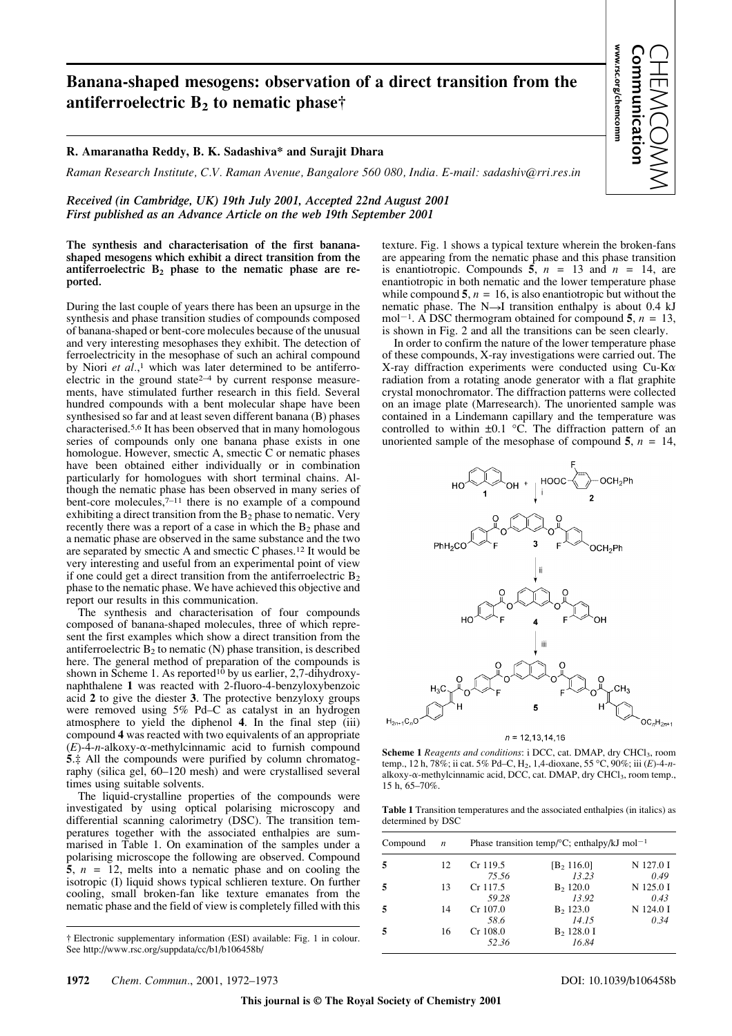# Banana-shaped mesogens: observation of a direct transition from the antiferroelectric $B_2$ to nematic phase†

**R. Amaranatha Reddy, B. K. Sadashiva* and Surajit Dhara**

*Raman Research Institute, C.V. Raman Avenue, Bangalore 560 080, India. E-mail: sadashiv@rri.res.in*

*Received (in Cambridge, UK) 19th July 2001, Accepted 22nd August 2001*
*First published as an Advance Article on the web 19th September 2001*

**The synthesis and characterisation of the first banana-shaped mesogens which exhibit a direct transition from the antiferroelectric $B_2$ phase to the nematic phase are reported.**

During the last couple of years there has been an upsurge in the synthesis and phase transition studies of compounds composed of banana-shaped or bent-core molecules because of the unusual and very interesting mesophases they exhibit. The detection of ferroelectricity in the mesophase of such an achiral compound by Niori *et al.*,[1] which was later determined to be antiferroelectric in the ground state[2–4] by current response measurements, have stimulated further research in this field. Several hundred compounds with a bent molecular shape have been synthesised so far and at least seven different banana (B) phases characterised.[5,6] It has been observed that in many homologous series of compounds only one banana phase exists in one homologue. However, smectic A, smectic C or nematic phases have been obtained either individually or in combination particularly for homologues with short terminal chains. Although the nematic phase has been observed in many series of bent-core molecules,[7–11] there is no example of a compound exhibiting a direct transition from the $B_2$ phase to nematic. Very recently there was a report of a case in which the $B_2$ phase and a nematic phase are observed in the same substance and the two are separated by smectic A and smectic C phases.[12] It would be very interesting and useful from an experimental point of view if one could get a direct transition from the antiferroelectric $B_2$ phase to the nematic phase. We have achieved this objective and report our results in this communication.

The synthesis and characterisation of four compounds composed of banana-shaped molecules, three of which represent the first examples which show a direct transition from the antiferroelectric $B_2$ to nematic (N) phase transition, is described here. The general method of preparation of the compounds is shown in Scheme 1. As reported[10] by us earlier, 2,7-dihydroxynaphthalene **1** was reacted with 2-fluoro-4-benzyloxybenzoic acid **2** to give the diester **3**. The protective benzyloxy groups were removed using 5% Pd–C as catalyst in an hydrogen atmosphere to yield the diphenol **4**. In the final step (iii) compound **4** was reacted with two equivalents of an appropriate (*E*)-4-*n*-alkoxy-α-methylcinnamic acid to furnish compound **5**.‡ All the compounds were purified by column chromatography (silica gel, 60–120 mesh) and were crystallised several times using suitable solvents.

The liquid-crystalline properties of the compounds were investigated by using optical polarising microscopy and differential scanning calorimetry (DSC). The transition temperatures together with the associated enthalpies are summarised in Table 1. On examination of the samples under a polarising microscope the following are observed. Compound **5**, $n$ = 12, melts into a nematic phase and on cooling the isotropic (I) liquid shows typical schlieren texture. On further cooling, small broken-fan like texture emanates from the nematic phase and the field of view is completely filled with this texture. Fig. 1 shows a typical texture wherein the broken-fans are appearing from the nematic phase and this phase transition is enantiotropic. Compounds **5**, $n$ = 13 and $n$ = 14, are enantiotropic in both nematic and the lower temperature phase while compound **5**, $n$ = 16, is also enantiotropic but without the nematic phase. The N→I transition enthalpy is about 0.4 kJ mol$^{-1}$. A DSC thermogram obtained for compound **5**, $n$ = 13, is shown in Fig. 2 and all the transitions can be seen clearly.

In order to confirm the nature of the lower temperature phase of these compounds, X-ray investigations were carried out. The X-ray diffraction experiments were conducted using Cu-Kα radiation from a rotating anode generator with a flat graphite crystal monochromator. The diffraction patterns were collected on an image plate (Marresearch). The unoriented sample was contained in a Lindemann capillary and the temperature was controlled to within ±0.1 °C. The diffraction pattern of an unoriented sample of the mesophase of compound **5**, $n$ = 14,

$n$ = 12,13,14,16

**Scheme 1** *Reagents and conditions*: i DCC, cat. DMAP, dry $CHCl_3$, room temp., 12 h, 78%; ii cat. 5% Pd–C, $H_2$, 1,4-dioxane, 55 °C, 90%; iii (*E*)-4-*n*-alkoxy-α-methylcinnamic acid, DCC, cat. DMAP, dry $CHCl_3$, room temp., 15 h, 65–70%.

**Table 1** Transition temperatures and the associated enthalpies (in italics) as determined by DSC

| Compound | $n$ | Phase transition temp/°C; enthalpy/kJ mol$^{-1}$ | | |
|---|---|---|---|---|
| **5** | 12 | Cr 119.5 *75.56* | [$B_2$ 116.0] *13.23* | N 127.0 I *0.49* |
| **5** | 13 | Cr 117.5 *59.28* | $B_2$ 120.0 *13.92* | N 125.0 I *0.43* |
| **5** | 14 | Cr 107.0 *58.6* | $B_2$ 123.0 *14.15* | N 124.0 I *0.34* |
| **5** | 16 | Cr 108.0 *52.36* | $B_2$ 128.0 I *16.84* | |

† Electronic supplementary information (ESI) available: Fig. 1 in colour. See http://www.rsc.org/suppdata/cc/b1/b106458b/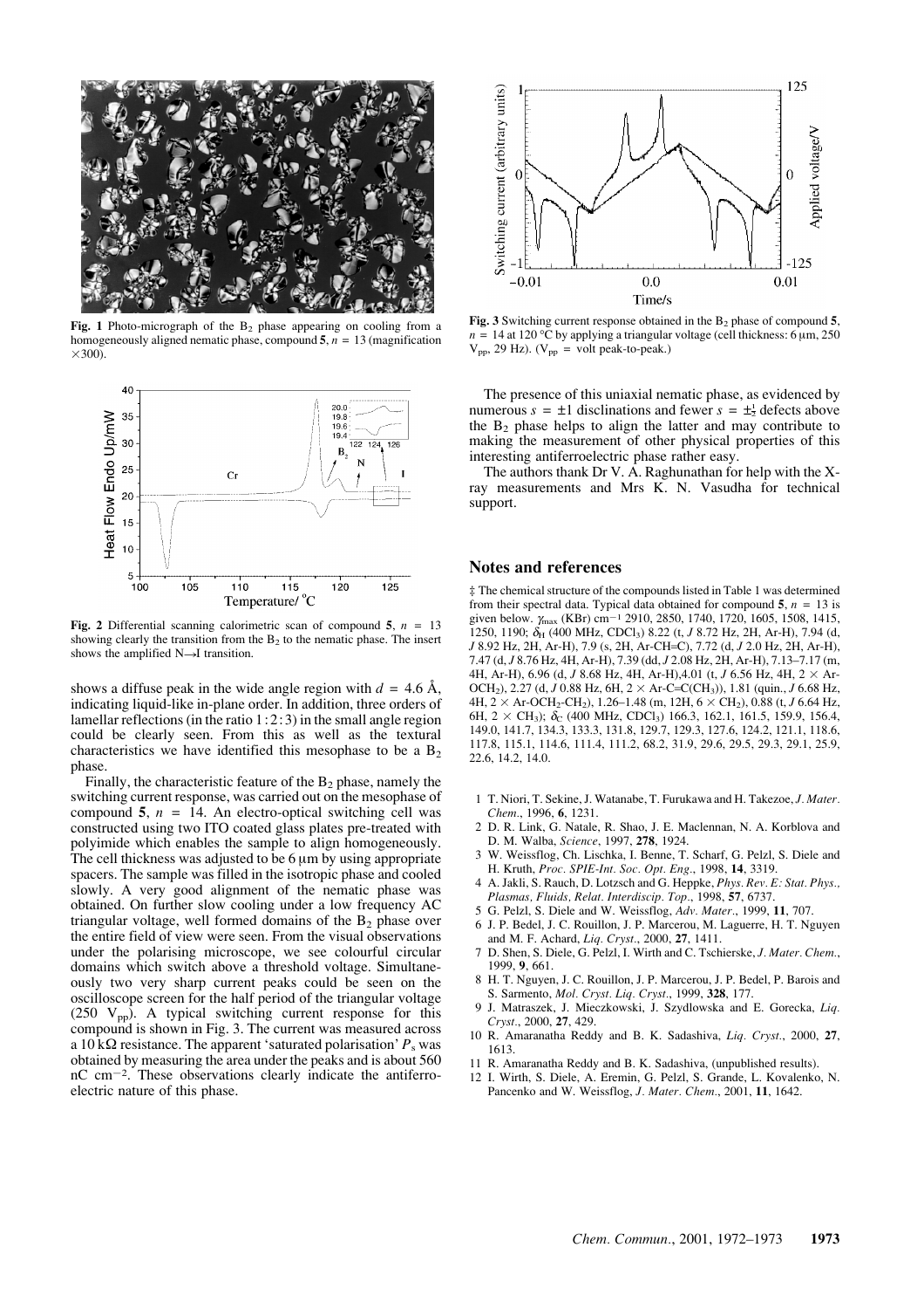Fig. 1 Photo-micrograph of the $B_2$ phase appearing on cooling from a homogeneously aligned nematic phase, compound **5**, $n$ = 13 (magnification ×300).

Heat Flow Endo Up/mW
40
35
30
25
20
15
10
5
100 105 110 115 120 125
Temperature/ °C
Cr
$B_2$
N
I
20.0
19.8
19.6
19.4
122 124 126

Fig. 2 Differential scanning calorimetric scan of compound **5**, $n$ = 13 showing clearly the transition from the $B_2$ to the nematic phase. The insert shows the amplified N→I transition.

shows a diffuse peak in the wide angle region with $d$ = 4.6 Å, indicating liquid-like in-plane order. In addition, three orders of lamellar reflections (in the ratio 1 : 2 : 3) in the small angle region could be clearly seen. From this as well as the textural characteristics we have identified this mesophase to be a $B_2$ phase.

Finally, the characteristic feature of the $B_2$ phase, namely the switching current response, was carried out on the mesophase of compound **5**, $n$ = 14. An electro-optical switching cell was constructed using two ITO coated glass plates pre-treated with polyimide which enables the sample to align homogeneously. The cell thickness was adjusted to be 6 μm by using appropriate spacers. The sample was filled in the isotropic phase and cooled slowly. A very good alignment of the nematic phase was obtained. On further slow cooling under a low frequency AC triangular voltage, well formed domains of the $B_2$ phase over the entire field of view were seen. From the visual observations under the polarising microscope, we see colourful circular domains which switch above a threshold voltage. Simultaneously two very sharp current peaks could be seen on the oscilloscope screen for the half period of the triangular voltage (250 $V_{pp}$). A typical switching current response for this compound is shown in Fig. 3. The current was measured across a 10 kΩ resistance. The apparent 'saturated polarisation' $P_s$ was obtained by measuring the area under the peaks and is about 560 nC $cm^{-2}$. These observations clearly indicate the antiferroelectric nature of this phase.

Switching current (arbitrary units)
1
0
-1
-0.01 0.0 0.01
Time/s
Applied voltage/V
125
0
-125

Fig. 3 Switching current response obtained in the $B_2$ phase of compound **5**, $n$ = 14 at 120 °C by applying a triangular voltage (cell thickness: 6 μm, 250 $V_{pp}$, 29 Hz). ($V_{pp}$ = volt peak-to-peak.)

The presence of this uniaxial nematic phase, as evidenced by numerous $s = \pm 1$ disclinations and fewer $s = \pm\frac{1}{2}$ defects above the $B_2$ phase helps to align the latter and may contribute to making the measurement of other physical properties of this interesting antiferroelectric phase rather easy.

The authors thank Dr V. A. Raghunathan for help with the X-ray measurements and Mrs K. N. Vasudha for technical support.

## Notes and references

‡ The chemical structure of the compounds listed in Table 1 was determined from their spectral data. Typical data obtained for compound **5**, $n$ = 13 is given below. $\gamma_{max}$ (KBr) $cm^{-1}$ 2910, 2850, 1740, 1720, 1605, 1508, 1415, 1250, 1190; $\delta_H$ (400 MHz, $CDCl_3$) 8.22 (t, $J$ 8.72 Hz, 2H, Ar-H), 7.94 (d, $J$ 8.92 Hz, 2H, Ar-H), 7.9 (s, 2H, Ar-CH=C), 7.72 (d, $J$ 2.0 Hz, 2H, Ar-H), 7.47 (d, $J$ 8.76 Hz, 4H, Ar-H), 7.39 (dd, $J$ 2.08 Hz, 2H, Ar-H), 7.13–7.17 (m, 4H, Ar-H), 6.96 (d, $J$ 8.68 Hz, 4H, Ar-H),4.01 (t, $J$ 6.56 Hz, 4H, 2 × Ar-$OCH_2$), 2.27 (d, $J$ 0.88 Hz, 6H, 2 × Ar-C=C($CH_3$)), 1.81 (quin., $J$ 6.68 Hz, 4H, 2 × Ar-$OCH_2$-$CH_2$), 1.26–1.48 (m, 12H, 6 × $CH_2$), 0.88 (t, $J$ 6.64 Hz, 6H, 2 × $CH_3$); $\delta_C$ (400 MHz, $CDCl_3$) 166.3, 162.1, 161.5, 159.9, 156.4, 149.0, 141.7, 134.3, 133.3, 131.8, 129.7, 129.3, 127.6, 124.2, 121.1, 118.6, 117.8, 115.1, 114.6, 111.4, 111.2, 68.2, 31.9, 29.6, 29.5, 29.3, 29.1, 25.9, 22.6, 14.2, 14.0.

1 T. Niori, T. Sekine, J. Watanabe, T. Furukawa and H. Takezoe, *J. Mater. Chem.*, 1996, **6**, 1231.
2 D. R. Link, G. Natale, R. Shao, J. E. Maclennan, N. A. Korblova and D. M. Walba, *Science*, 1997, **278**, 1924.
3 W. Weissflog, Ch. Lischka, I. Benne, T. Scharf, G. Pelzl, S. Diele and H. Kruth, *Proc. SPIE-Int. Soc. Opt. Eng.*, 1998, **14**, 3319.
4 A. Jakli, S. Rauch, D. Lotzsch and G. Heppke, *Phys. Rev. E: Stat. Phys., Plasmas, Fluids, Relat. Interdiscip. Top.*, 1998, **57**, 6737.
5 G. Pelzl, S. Diele and W. Weissflog, *Adv. Mater.*, 1999, **11**, 707.
6 J. P. Bedel, J. C. Rouillon, J. P. Marcerou, M. Laguerre, H. T. Nguyen and M. F. Achard, *Liq. Cryst.*, 2000, **27**, 1411.
7 D. Shen, S. Diele, G. Pelzl, I. Wirth and C. Tschierske, *J. Mater. Chem.*, 1999, **9**, 661.
8 H. T. Nguyen, J. C. Rouillon, J. P. Marcerou, J. P. Bedel, P. Barois and S. Sarmento, *Mol. Cryst. Liq. Cryst.*, 1999, **328**, 177.
9 J. Matraszek, J. Mieczkowski, J. Szydlowska and E. Gorecka, *Liq. Cryst.*, 2000, **27**, 429.
10 R. Amaranatha Reddy and B. K. Sadashiva, *Liq. Cryst.*, 2000, **27**, 1613.
11 R. Amaranatha Reddy and B. K. Sadashiva, (unpublished results).
12 I. Wirth, S. Diele, A. Eremin, G. Pelzl, S. Grande, L. Kovalenko, N. Pancenko and W. Weissflog, *J. Mater. Chem.*, 2001, **11**, 1642.